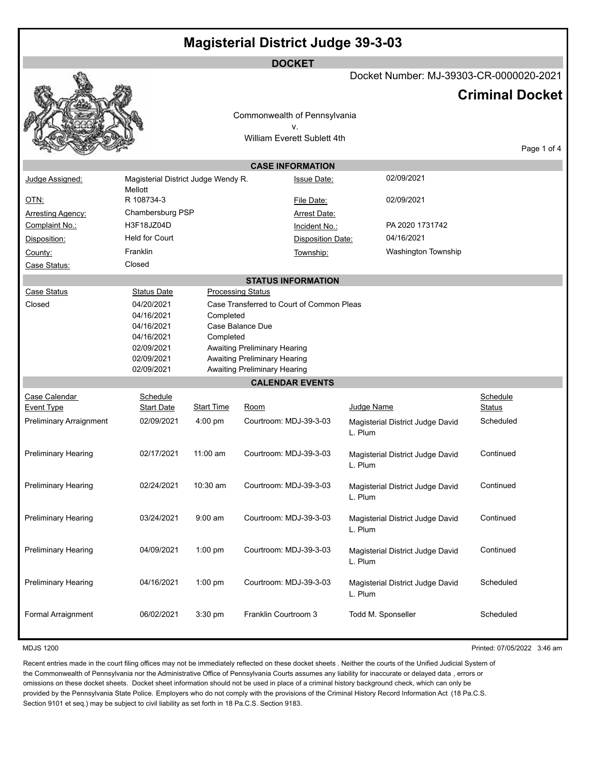# Magisterial District Judge 39-3-03

## DOCKET

Docket Number: MJ-39303-CR-0000020-2021

## Criminal Docket

Commonwealth of Pennsylvania
v.
William Everett Sublett 4th

### CASE INFORMATION

| | | | |
|---|---|---|---|
| Judge Assigned: | Magisterial District Judge Wendy R. Mellott | Issue Date: | 02/09/2021 |
| OTN: | R 108734-3 | File Date: | 02/09/2021 |
| Arresting Agency: | Chambersburg PSP | Arrest Date: | |
| Complaint No.: | H3F18JZ04D | Incident No.: | PA 2020 1731742 |
| Disposition: | Held for Court | Disposition Date: | 04/16/2021 |
| County: | Franklin | Township: | Washington Township |
| Case Status: | Closed | | |

### STATUS INFORMATION

| Case Status | Status Date | Processing Status |
|---|---|---|
| Closed | 04/20/2021 | Case Transferred to Court of Common Pleas |
| | 04/16/2021 | Completed |
| | 04/16/2021 | Case Balance Due |
| | 04/16/2021 | Completed |
| | 02/09/2021 | Awaiting Preliminary Hearing |
| | 02/09/2021 | Awaiting Preliminary Hearing |
| | 02/09/2021 | Awaiting Preliminary Hearing |

### CALENDAR EVENTS

| Case Calendar Event Type | Schedule Start Date | Start Time | Room | Judge Name | Schedule Status |
|---|---|---|---|---|---|
| Preliminary Arraignment | 02/09/2021 | 4:00 pm | Courtroom: MDJ-39-3-03 | Magisterial District Judge David L. Plum | Scheduled |
| Preliminary Hearing | 02/17/2021 | 11:00 am | Courtroom: MDJ-39-3-03 | Magisterial District Judge David L. Plum | Continued |
| Preliminary Hearing | 02/24/2021 | 10:30 am | Courtroom: MDJ-39-3-03 | Magisterial District Judge David L. Plum | Continued |
| Preliminary Hearing | 03/24/2021 | 9:00 am | Courtroom: MDJ-39-3-03 | Magisterial District Judge David L. Plum | Continued |
| Preliminary Hearing | 04/09/2021 | 1:00 pm | Courtroom: MDJ-39-3-03 | Magisterial District Judge David L. Plum | Continued |
| Preliminary Hearing | 04/16/2021 | 1:00 pm | Courtroom: MDJ-39-3-03 | Magisterial District Judge David L. Plum | Scheduled |
| Formal Arraignment | 06/02/2021 | 3:30 pm | Franklin Courtroom 3 | Todd M. Sponseller | Scheduled |

MDJS 1200

Printed: 07/05/2022 3:46 am

Recent entries made in the court filing offices may not be immediately reflected on these docket sheets . Neither the courts of the Unified Judicial System of the Commonwealth of Pennsylvania nor the Administrative Office of Pennsylvania Courts assumes any liability for inaccurate or delayed data , errors or omissions on these docket sheets. Docket sheet information should not be used in place of a criminal history background check, which can only be provided by the Pennsylvania State Police. Employers who do not comply with the provisions of the Criminal History Record Information Act (18 Pa.C.S. Section 9101 et seq.) may be subject to civil liability as set forth in 18 Pa.C.S. Section 9183.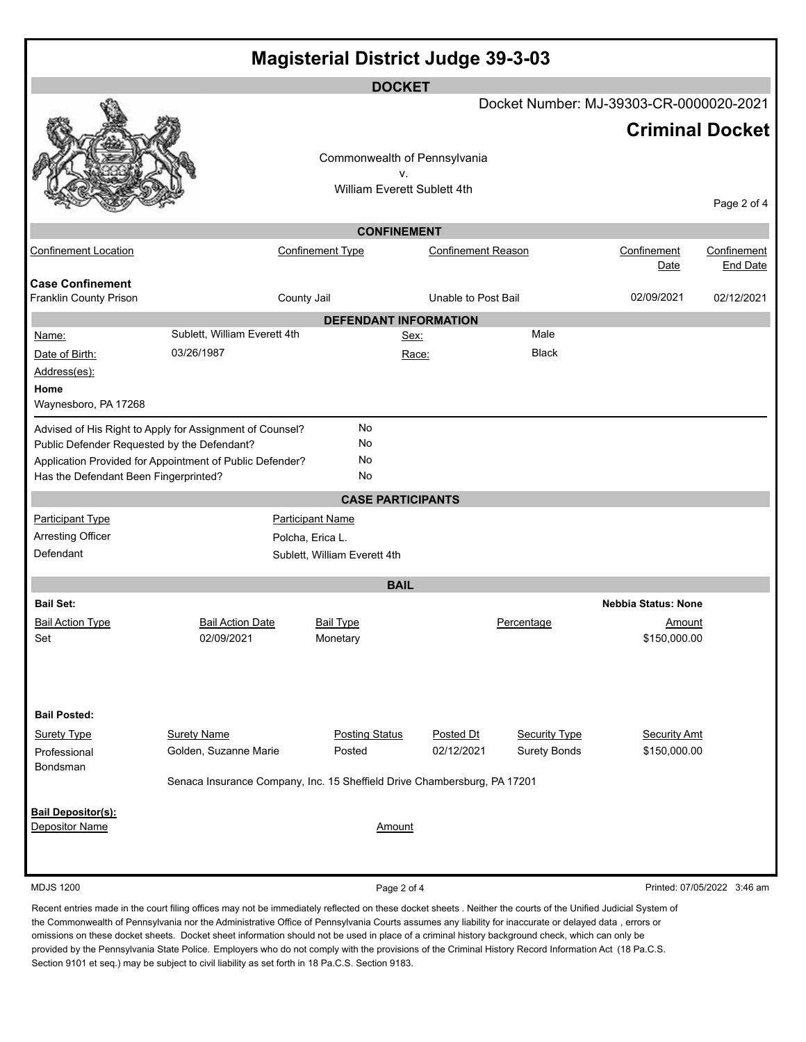# Magisterial District Judge 39-3-03

## DOCKET

Docket Number: MJ-39303-CR-0000020-2021

## Criminal Docket

Commonwealth of Pennsylvania
v.
William Everett Sublett 4th

### CONFINEMENT

| Confinement Location | Confinement Type | Confinement Reason | Confinement Date | Confinement End Date |
|---|---|---|---|---|
| **Case Confinement** | | | | |
| Franklin County Prison | County Jail | Unable to Post Bail | 02/09/2021 | 02/12/2021 |

### DEFENDANT INFORMATION

| | | | |
|---|---|---|---|
| Name: | Sublett, William Everett 4th | Sex: | Male |
| Date of Birth: | 03/26/1987 | Race: | Black |

Address(es):

**Home**
Waynesboro, PA 17268

| | |
|---|---|
| Advised of His Right to Apply for Assignment of Counsel? | No |
| Public Defender Requested by the Defendant? | No |
| Application Provided for Appointment of Public Defender? | No |
| Has the Defendant Been Fingerprinted? | No |

### CASE PARTICIPANTS

| Participant Type | Participant Name |
|---|---|
| Arresting Officer | Polcha, Erica L. |
| Defendant | Sublett, William Everett 4th |

### BAIL

**Bail Set:**

**Nebbia Status: None**

| Bail Action Type | Bail Action Date | Bail Type | Percentage | Amount |
|---|---|---|---|---|
| Set | 02/09/2021 | Monetary | | $150,000.00 |

**Bail Posted:**

| Surety Type | Surety Name | Posting Status | Posted Dt | Security Type | Security Amt |
|---|---|---|---|---|---|
| Professional Bondsman | Golden, Suzanne Marie | Posted | 02/12/2021 | Surety Bonds | $150,000.00 |

Senaca Insurance Company, Inc. 15 Sheffield Drive Chambersburg, PA 17201

**Bail Depositor(s):**

| Depositor Name | Amount |
|---|---|

MDJS 1200

Printed: 07/05/2022 3:46 am

Recent entries made in the court filing offices may not be immediately reflected on these docket sheets . Neither the courts of the Unified Judicial System of the Commonwealth of Pennsylvania nor the Administrative Office of Pennsylvania Courts assumes any liability for inaccurate or delayed data , errors or omissions on these docket sheets. Docket sheet information should not be used in place of a criminal history background check, which can only be provided by the Pennsylvania State Police. Employers who do not comply with the provisions of the Criminal History Record Information Act (18 Pa.C.S. Section 9101 et seq.) may be subject to civil liability as set forth in 18 Pa.C.S. Section 9183.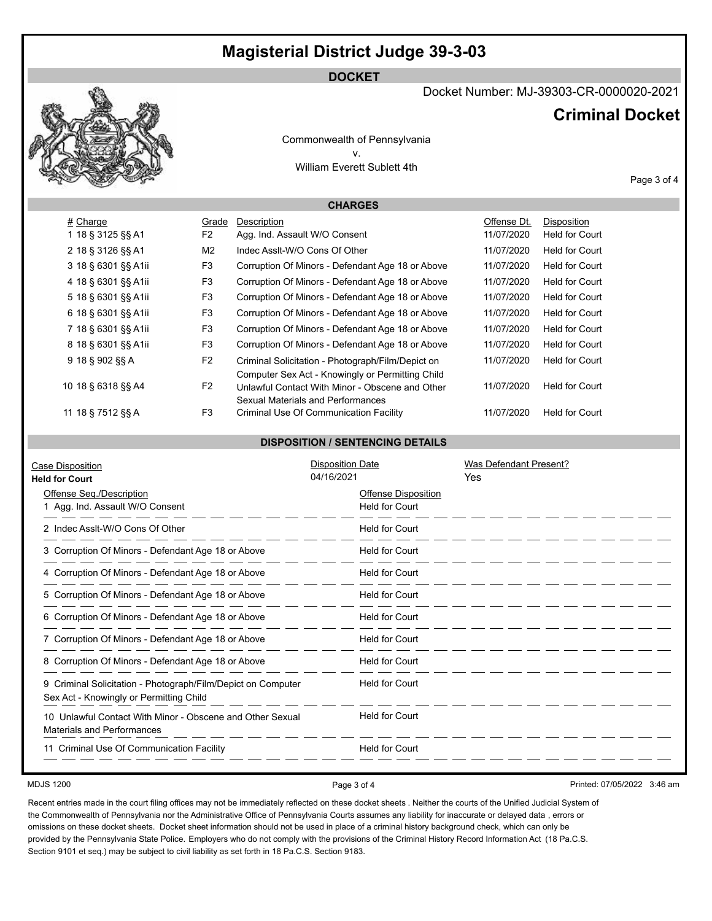# Magisterial District Judge 39-3-03

**DOCKET**

Docket Number: MJ-39303-CR-0000020-2021

## Criminal Docket

Commonwealth of Pennsylvania
v.
William Everett Sublett 4th

### CHARGES

| # | Charge | Grade | Description | Offense Dt. | Disposition |
|---|---|---|---|---|---|
| 1 | 18 § 3125 §§ A1 | F2 | Agg. Ind. Assault W/O Consent | 11/07/2020 | Held for Court |
| 2 | 18 § 3126 §§ A1 | M2 | Indec Asslt-W/O Cons Of Other | 11/07/2020 | Held for Court |
| 3 | 18 § 6301 §§ A1ii | F3 | Corruption Of Minors - Defendant Age 18 or Above | 11/07/2020 | Held for Court |
| 4 | 18 § 6301 §§ A1ii | F3 | Corruption Of Minors - Defendant Age 18 or Above | 11/07/2020 | Held for Court |
| 5 | 18 § 6301 §§ A1ii | F3 | Corruption Of Minors - Defendant Age 18 or Above | 11/07/2020 | Held for Court |
| 6 | 18 § 6301 §§ A1ii | F3 | Corruption Of Minors - Defendant Age 18 or Above | 11/07/2020 | Held for Court |
| 7 | 18 § 6301 §§ A1ii | F3 | Corruption Of Minors - Defendant Age 18 or Above | 11/07/2020 | Held for Court |
| 8 | 18 § 6301 §§ A1ii | F3 | Corruption Of Minors - Defendant Age 18 or Above | 11/07/2020 | Held for Court |
| 9 | 18 § 902 §§ A | F2 | Criminal Solicitation - Photograph/Film/Depict on Computer Sex Act - Knowingly or Permitting Child | 11/07/2020 | Held for Court |
| 10 | 18 § 6318 §§ A4 | F2 | Unlawful Contact With Minor - Obscene and Other Sexual Materials and Performances | 11/07/2020 | Held for Court |
| 11 | 18 § 7512 §§ A | F3 | Criminal Use Of Communication Facility | 11/07/2020 | Held for Court |

### DISPOSITION / SENTENCING DETAILS

| Case Disposition | Disposition Date | Was Defendant Present? |
|---|---|---|
| **Held for Court** | 04/16/2021 | Yes |

| Offense Seq./Description | Offense Disposition |
|---|---|
| 1 Agg. Ind. Assault W/O Consent | Held for Court |
| 2 Indec Asslt-W/O Cons Of Other | Held for Court |
| 3 Corruption Of Minors - Defendant Age 18 or Above | Held for Court |
| 4 Corruption Of Minors - Defendant Age 18 or Above | Held for Court |
| 5 Corruption Of Minors - Defendant Age 18 or Above | Held for Court |
| 6 Corruption Of Minors - Defendant Age 18 or Above | Held for Court |
| 7 Corruption Of Minors - Defendant Age 18 or Above | Held for Court |
| 8 Corruption Of Minors - Defendant Age 18 or Above | Held for Court |
| 9 Criminal Solicitation - Photograph/Film/Depict on Computer Sex Act - Knowingly or Permitting Child | Held for Court |
| 10 Unlawful Contact With Minor - Obscene and Other Sexual Materials and Performances | Held for Court |
| 11 Criminal Use Of Communication Facility | Held for Court |

MDJS 1200

Printed: 07/05/2022 3:46 am

Recent entries made in the court filing offices may not be immediately reflected on these docket sheets . Neither the courts of the Unified Judicial System of the Commonwealth of Pennsylvania nor the Administrative Office of Pennsylvania Courts assumes any liability for inaccurate or delayed data , errors or omissions on these docket sheets. Docket sheet information should not be used in place of a criminal history background check, which can only be provided by the Pennsylvania State Police. Employers who do not comply with the provisions of the Criminal History Record Information Act (18 Pa.C.S. Section 9101 et seq.) may be subject to civil liability as set forth in 18 Pa.C.S. Section 9183.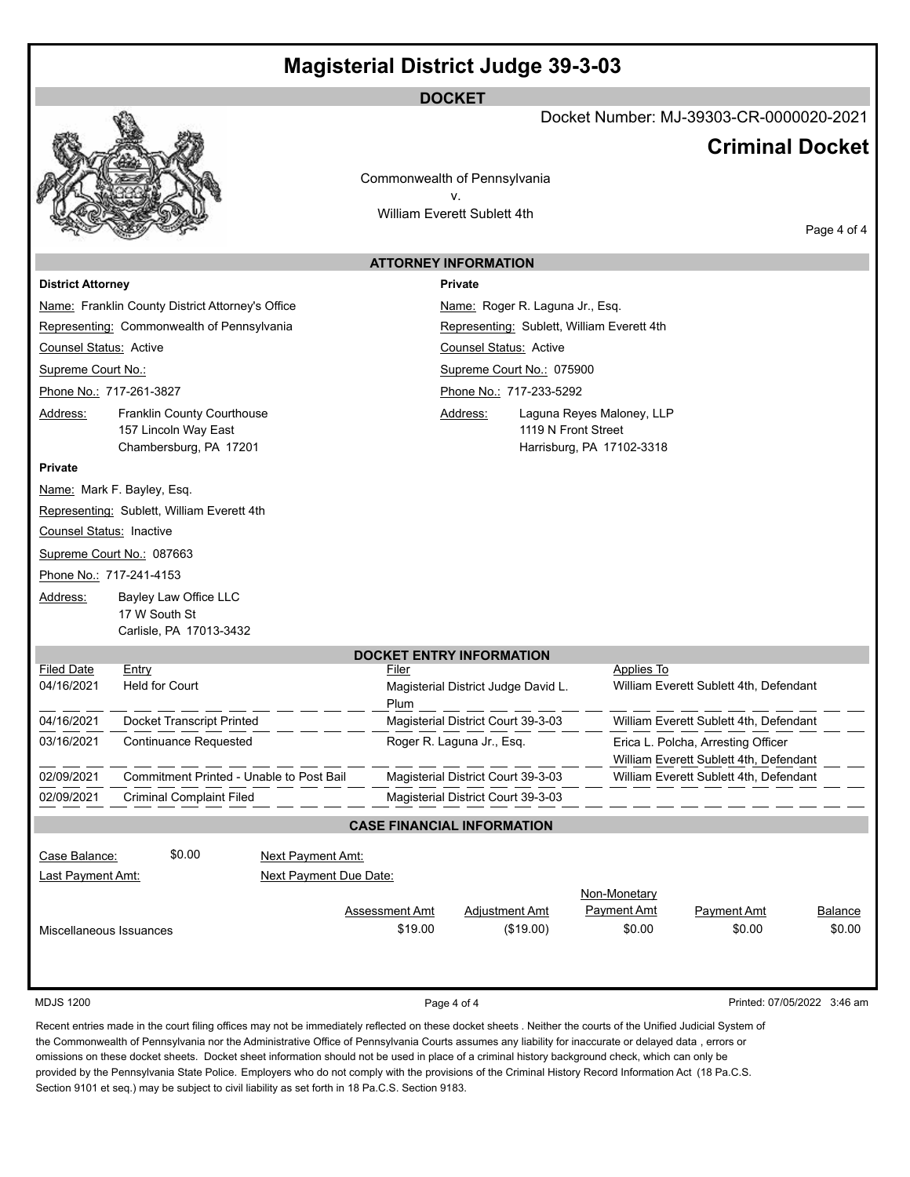# Magisterial District Judge 39-3-03

## DOCKET

Docket Number: MJ-39303-CR-0000020-2021

## Criminal Docket

Commonwealth of Pennsylvania
v.
William Everett Sublett 4th

### ATTORNEY INFORMATION

**District Attorney**

Name: Franklin County District Attorney's Office
Representing: Commonwealth of Pennsylvania
Counsel Status: Active
Supreme Court No.:
Phone No.: 717-261-3827
Address: Franklin County Courthouse
157 Lincoln Way East
Chambersburg, PA 17201

**Private**

Name: Roger R. Laguna Jr., Esq.
Representing: Sublett, William Everett 4th
Counsel Status: Active
Supreme Court No.: 075900
Phone No.: 717-233-5292
Address: Laguna Reyes Maloney, LLP
1119 N Front Street
Harrisburg, PA 17102-3318

**Private**

Name: Mark F. Bayley, Esq.
Representing: Sublett, William Everett 4th
Counsel Status: Inactive
Supreme Court No.: 087663
Phone No.: 717-241-4153
Address: Bayley Law Office LLC
17 W South St
Carlisle, PA 17013-3432

### DOCKET ENTRY INFORMATION

| Filed Date | Entry | Filer | Applies To |
|---|---|---|---|
| 04/16/2021 | Held for Court | Magisterial District Judge David L. Plum | William Everett Sublett 4th, Defendant |
| 04/16/2021 | Docket Transcript Printed | Magisterial District Court 39-3-03 | William Everett Sublett 4th, Defendant |
| 03/16/2021 | Continuance Requested | Roger R. Laguna Jr., Esq. | Erica L. Polcha, Arresting Officer<br>William Everett Sublett 4th, Defendant |
| 02/09/2021 | Commitment Printed - Unable to Post Bail | Magisterial District Court 39-3-03 | William Everett Sublett 4th, Defendant |
| 02/09/2021 | Criminal Complaint Filed | Magisterial District Court 39-3-03 | |

### CASE FINANCIAL INFORMATION

Case Balance: $0.00
Next Payment Amt:
Last Payment Amt:
Next Payment Due Date:

| | Assessment Amt | Adjustment Amt | Non-Monetary Payment Amt | Payment Amt | Balance |
|---|---|---|---|---|---|
| Miscellaneous Issuances | $19.00 | ($19.00) | $0.00 | $0.00 | $0.00 |

MDJS 1200

Printed: 07/05/2022 3:46 am

Recent entries made in the court filing offices may not be immediately reflected on these docket sheets . Neither the courts of the Unified Judicial System of the Commonwealth of Pennsylvania nor the Administrative Office of Pennsylvania Courts assumes any liability for inaccurate or delayed data , errors or omissions on these docket sheets. Docket sheet information should not be used in place of a criminal history background check, which can only be provided by the Pennsylvania State Police. Employers who do not comply with the provisions of the Criminal History Record Information Act (18 Pa.C.S. Section 9101 et seq.) may be subject to civil liability as set forth in 18 Pa.C.S. Section 9183.